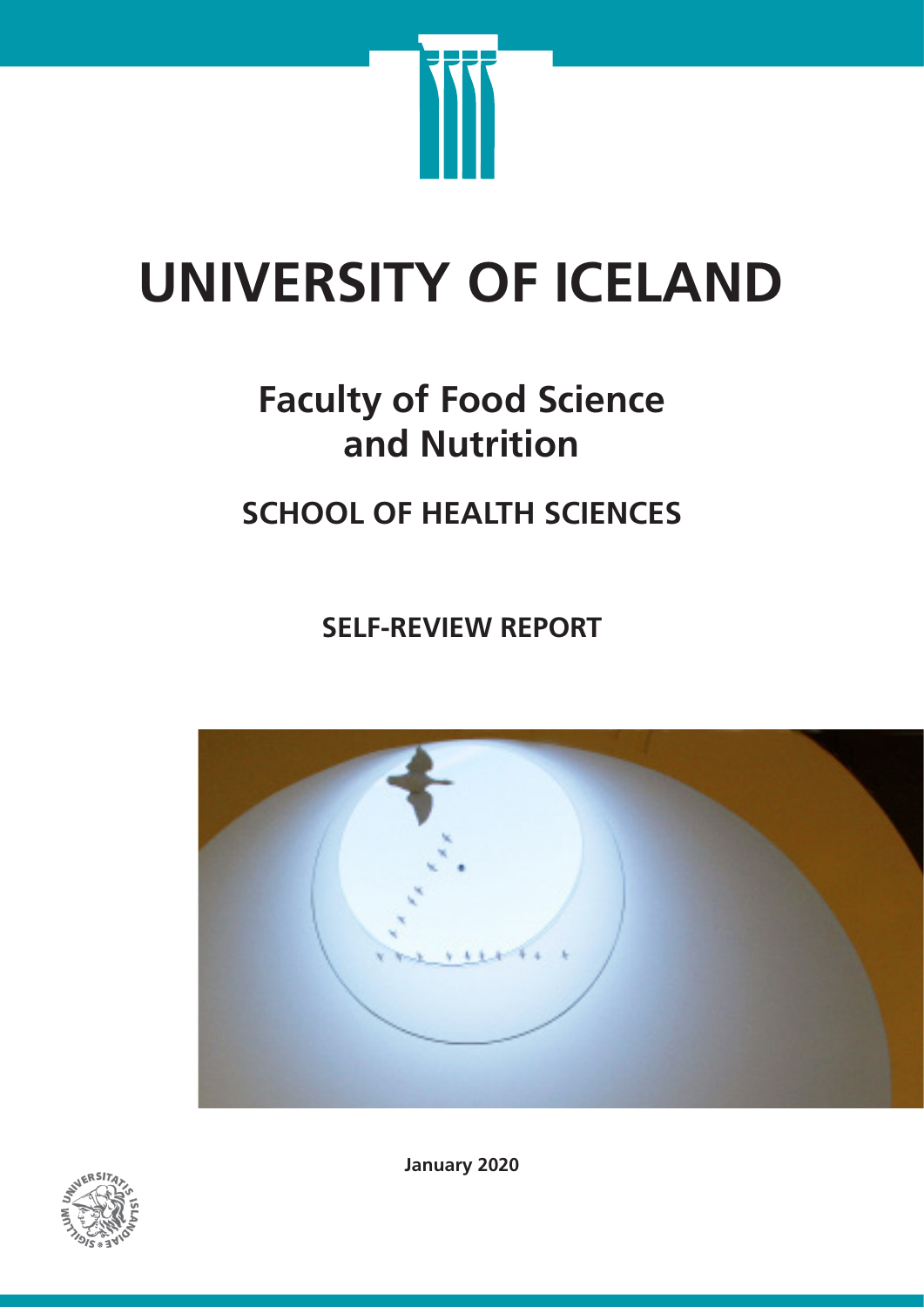# UNIVERSITY OF ICELAND

## Faculty of Food Science and Nutrition

## SCHOOL OF HEALTH SCIENCES

### SELF-REVIEW REPORT

**January 2020**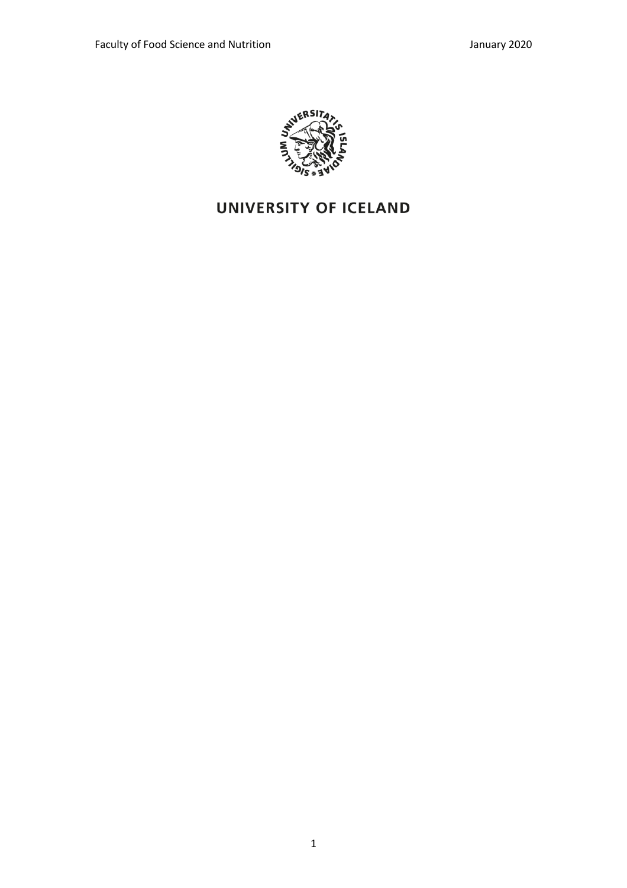UNIVERSITY OF ICELAND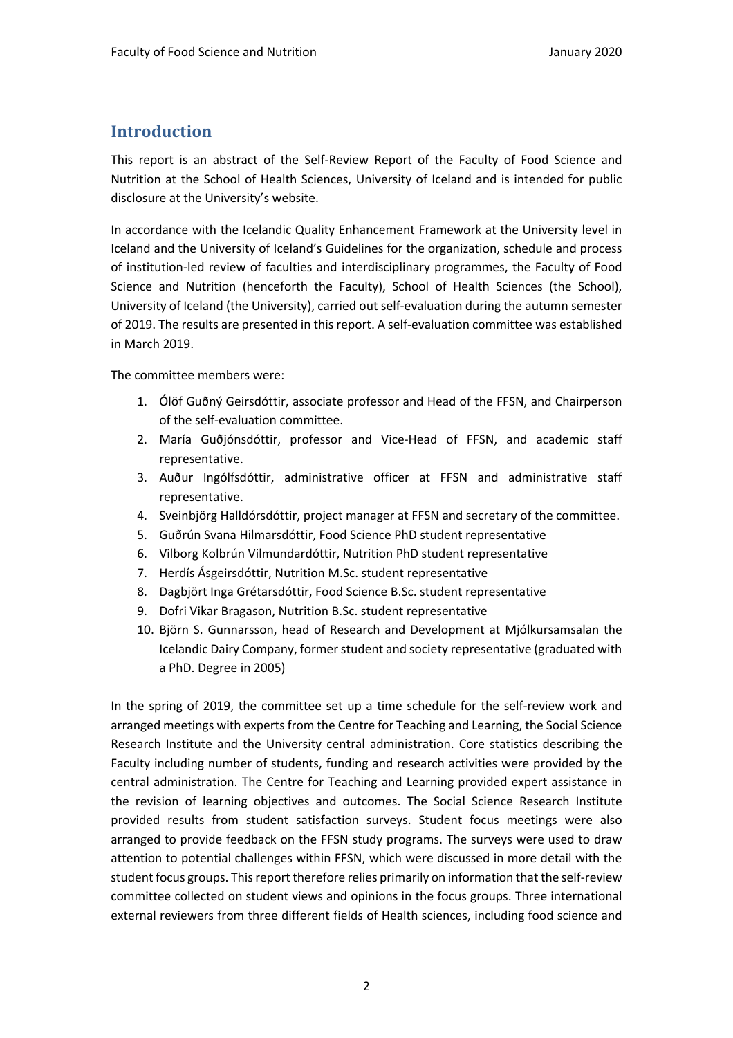## Introduction

This report is an abstract of the Self-Review Report of the Faculty of Food Science and Nutrition at the School of Health Sciences, University of Iceland and is intended for public disclosure at the University's website.

In accordance with the Icelandic Quality Enhancement Framework at the University level in Iceland and the University of Iceland's Guidelines for the organization, schedule and process of institution-led review of faculties and interdisciplinary programmes, the Faculty of Food Science and Nutrition (henceforth the Faculty), School of Health Sciences (the School), University of Iceland (the University), carried out self-evaluation during the autumn semester of 2019. The results are presented in this report. A self-evaluation committee was established in March 2019.

The committee members were:

1. Ólöf Guðný Geirsdóttir, associate professor and Head of the FFSN, and Chairperson of the self-evaluation committee.
2. María Guðjónsdóttir, professor and Vice-Head of FFSN, and academic staff representative.
3. Auður Ingólfsdóttir, administrative officer at FFSN and administrative staff representative.
4. Sveinbjörg Halldórsdóttir, project manager at FFSN and secretary of the committee.
5. Guðrún Svana Hilmarsdóttir, Food Science PhD student representative
6. Vilborg Kolbrún Vilmundardóttir, Nutrition PhD student representative
7. Herdís Ásgeirsdóttir, Nutrition M.Sc. student representative
8. Dagbjört Inga Grétarsdóttir, Food Science B.Sc. student representative
9. Dofri Vikar Bragason, Nutrition B.Sc. student representative
10. Björn S. Gunnarsson, head of Research and Development at Mjólkursamsalan the Icelandic Dairy Company, former student and society representative (graduated with a PhD. Degree in 2005)

In the spring of 2019, the committee set up a time schedule for the self-review work and arranged meetings with experts from the Centre for Teaching and Learning, the Social Science Research Institute and the University central administration. Core statistics describing the Faculty including number of students, funding and research activities were provided by the central administration. The Centre for Teaching and Learning provided expert assistance in the revision of learning objectives and outcomes. The Social Science Research Institute provided results from student satisfaction surveys. Student focus meetings were also arranged to provide feedback on the FFSN study programs. The surveys were used to draw attention to potential challenges within FFSN, which were discussed in more detail with the student focus groups. This report therefore relies primarily on information that the self-review committee collected on student views and opinions in the focus groups. Three international external reviewers from three different fields of Health sciences, including food science and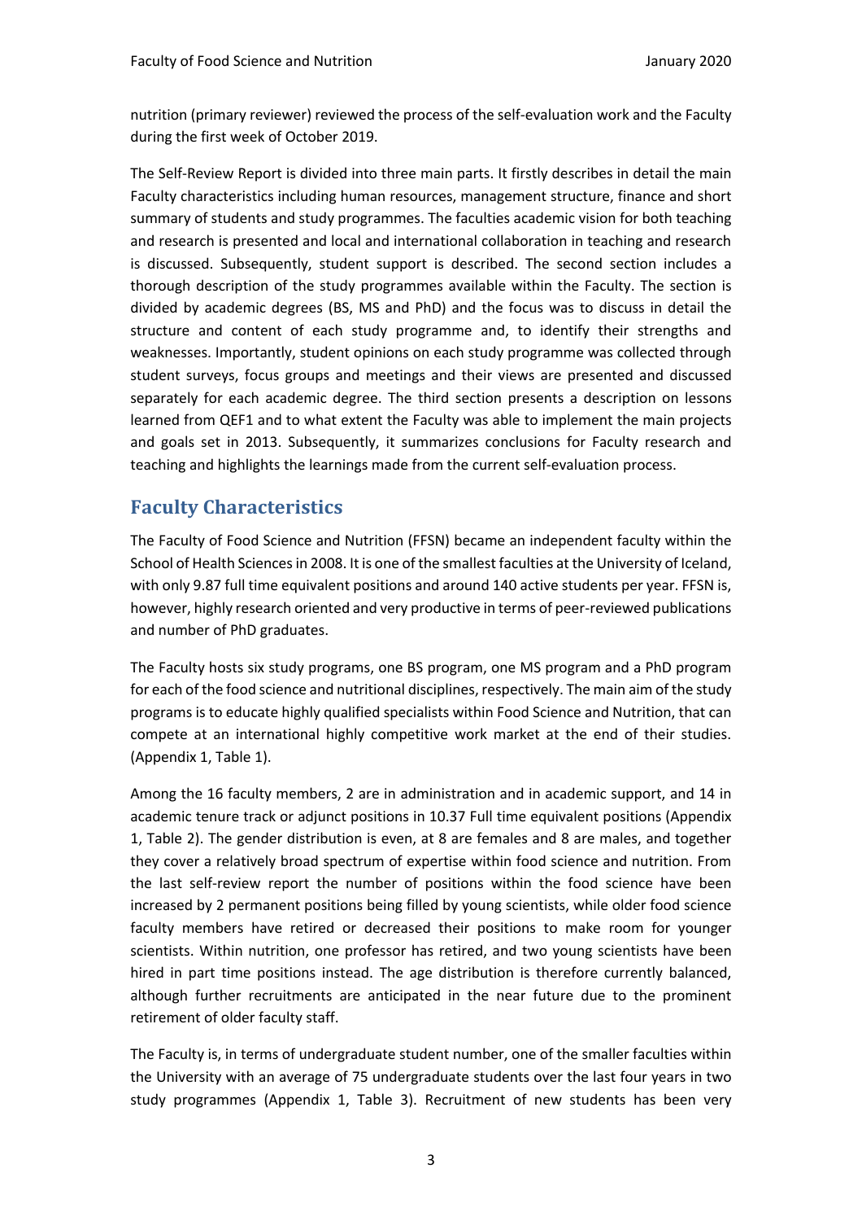nutrition (primary reviewer) reviewed the process of the self-evaluation work and the Faculty during the first week of October 2019.

The Self-Review Report is divided into three main parts. It firstly describes in detail the main Faculty characteristics including human resources, management structure, finance and short summary of students and study programmes. The faculties academic vision for both teaching and research is presented and local and international collaboration in teaching and research is discussed. Subsequently, student support is described. The second section includes a thorough description of the study programmes available within the Faculty. The section is divided by academic degrees (BS, MS and PhD) and the focus was to discuss in detail the structure and content of each study programme and, to identify their strengths and weaknesses. Importantly, student opinions on each study programme was collected through student surveys, focus groups and meetings and their views are presented and discussed separately for each academic degree. The third section presents a description on lessons learned from QEF1 and to what extent the Faculty was able to implement the main projects and goals set in 2013. Subsequently, it summarizes conclusions for Faculty research and teaching and highlights the learnings made from the current self-evaluation process.

## Faculty Characteristics

The Faculty of Food Science and Nutrition (FFSN) became an independent faculty within the School of Health Sciences in 2008. It is one of the smallest faculties at the University of Iceland, with only 9.87 full time equivalent positions and around 140 active students per year. FFSN is, however, highly research oriented and very productive in terms of peer-reviewed publications and number of PhD graduates.

The Faculty hosts six study programs, one BS program, one MS program and a PhD program for each of the food science and nutritional disciplines, respectively. The main aim of the study programs is to educate highly qualified specialists within Food Science and Nutrition, that can compete at an international highly competitive work market at the end of their studies. (Appendix 1, Table 1).

Among the 16 faculty members, 2 are in administration and in academic support, and 14 in academic tenure track or adjunct positions in 10.37 Full time equivalent positions (Appendix 1, Table 2). The gender distribution is even, at 8 are females and 8 are males, and together they cover a relatively broad spectrum of expertise within food science and nutrition. From the last self-review report the number of positions within the food science have been increased by 2 permanent positions being filled by young scientists, while older food science faculty members have retired or decreased their positions to make room for younger scientists. Within nutrition, one professor has retired, and two young scientists have been hired in part time positions instead. The age distribution is therefore currently balanced, although further recruitments are anticipated in the near future due to the prominent retirement of older faculty staff.

The Faculty is, in terms of undergraduate student number, one of the smaller faculties within the University with an average of 75 undergraduate students over the last four years in two study programmes (Appendix 1, Table 3). Recruitment of new students has been very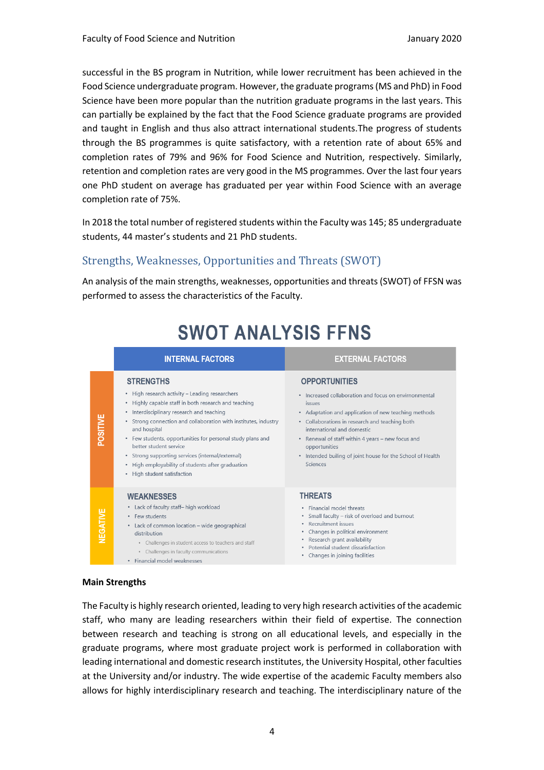successful in the BS program in Nutrition, while lower recruitment has been achieved in the Food Science undergraduate program. However, the graduate programs (MS and PhD) in Food Science have been more popular than the nutrition graduate programs in the last years. This can partially be explained by the fact that the Food Science graduate programs are provided and taught in English and thus also attract international students.The progress of students through the BS programmes is quite satisfactory, with a retention rate of about 65% and completion rates of 79% and 96% for Food Science and Nutrition, respectively. Similarly, retention and completion rates are very good in the MS programmes. Over the last four years one PhD student on average has graduated per year within Food Science with an average completion rate of 75%.

In 2018 the total number of registered students within the Faculty was 145; 85 undergraduate students, 44 master's students and 21 PhD students.

## Strengths, Weaknesses, Opportunities and Threats (SWOT)

An analysis of the main strengths, weaknesses, opportunities and threats (SWOT) of FFSN was performed to assess the characteristics of the Faculty.

### SWOT ANALYSIS FFNS

| | INTERNAL FACTORS | EXTERNAL FACTORS |
|---|---|---|
| POSITIVE | **STRENGTHS**<br>• High research activity – Leading researchers<br>• Highly capable staff in both research and teaching<br>• Interdisciplinary research and teaching<br>• Strong connection and collaboration with institutes, industry and hospital<br>• Few students, opportunities for personal study plans and better student service<br>• Strong supporting services (internal/external)<br>• High employability of students after graduation<br>• High student satisfaction | **OPPORTUNITIES**<br>• Increased collaboration and focus on environmental issues<br>• Adaptation and application of new teaching methods<br>• Collaborations in research and teaching both international and domestic<br>• Renewal of staff within 4 years – new focus and opportunities<br>• Intended builing of joint house for the School of Health Sciences |
| NEGATIVE | **WEAKNESSES**<br>• Lack of faculty staff– high workload<br>• Few students<br>• Lack of common location – wide geographical distribution<br>&nbsp;&nbsp;◦ Challenges in student access to teachers and staff<br>&nbsp;&nbsp;◦ Challenges in faculty communications<br>• Financial model weaknesses | **THREATS**<br>• Financial model threats<br>• Small faculty – risk of overload and burnout<br>• Recruitment issues<br>• Changes in political environment<br>• Research grant availability<br>• Potential student dissatisfaction<br>• Changes in joining facilities |

**Main Strengths**

The Faculty is highly research oriented, leading to very high research activities of the academic staff, who many are leading researchers within their field of expertise. The connection between research and teaching is strong on all educational levels, and especially in the graduate programs, where most graduate project work is performed in collaboration with leading international and domestic research institutes, the University Hospital, other faculties at the University and/or industry. The wide expertise of the academic Faculty members also allows for highly interdisciplinary research and teaching. The interdisciplinary nature of the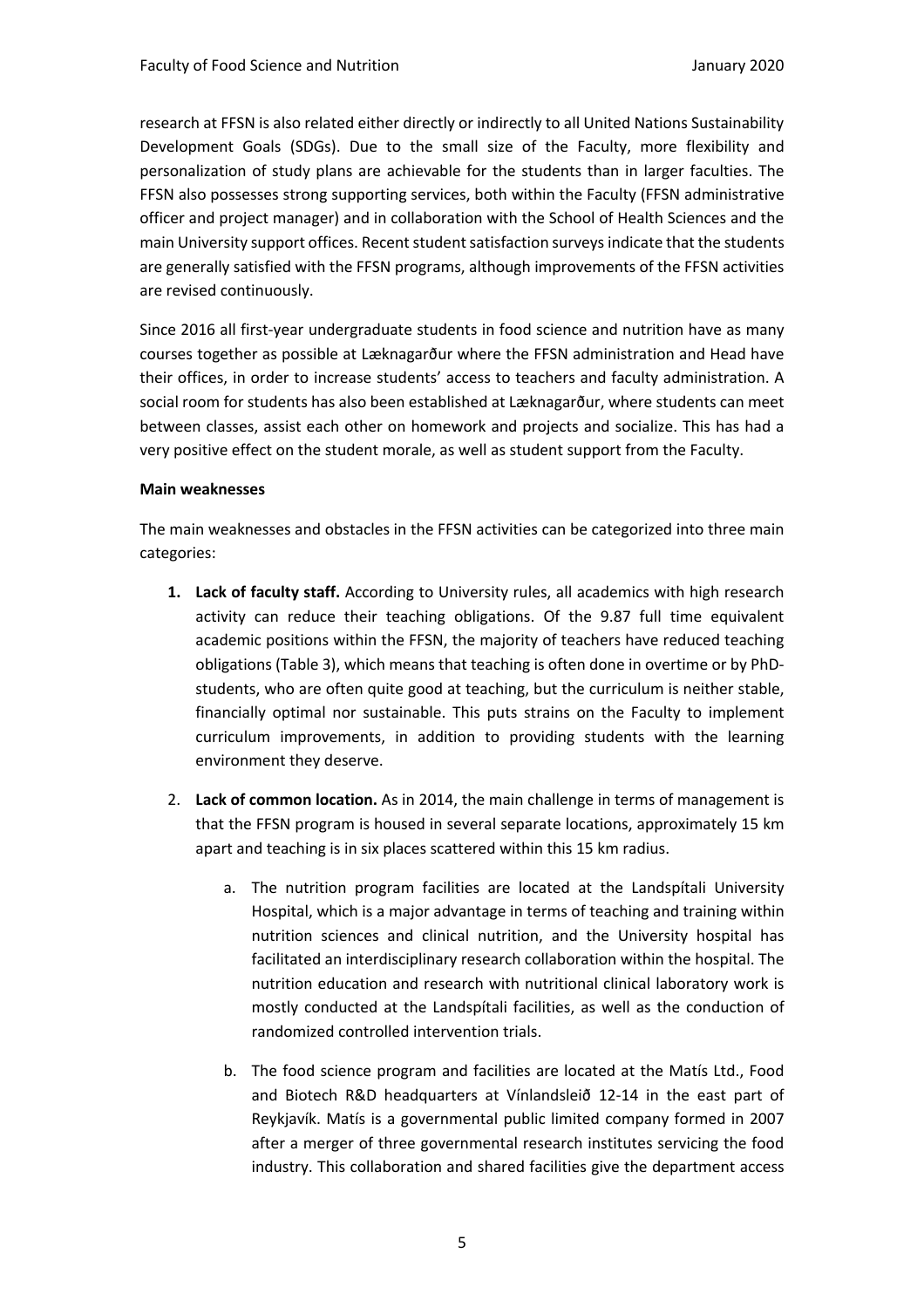research at FFSN is also related either directly or indirectly to all United Nations Sustainability Development Goals (SDGs). Due to the small size of the Faculty, more flexibility and personalization of study plans are achievable for the students than in larger faculties. The FFSN also possesses strong supporting services, both within the Faculty (FFSN administrative officer and project manager) and in collaboration with the School of Health Sciences and the main University support offices. Recent student satisfaction surveys indicate that the students are generally satisfied with the FFSN programs, although improvements of the FFSN activities are revised continuously.

Since 2016 all first-year undergraduate students in food science and nutrition have as many courses together as possible at Læknagarður where the FFSN administration and Head have their offices, in order to increase students' access to teachers and faculty administration. A social room for students has also been established at Læknagarður, where students can meet between classes, assist each other on homework and projects and socialize. This has had a very positive effect on the student morale, as well as student support from the Faculty.

**Main weaknesses**

The main weaknesses and obstacles in the FFSN activities can be categorized into three main categories:

1. **Lack of faculty staff.** According to University rules, all academics with high research activity can reduce their teaching obligations. Of the 9.87 full time equivalent academic positions within the FFSN, the majority of teachers have reduced teaching obligations (Table 3), which means that teaching is often done in overtime or by PhD-students, who are often quite good at teaching, but the curriculum is neither stable, financially optimal nor sustainable. This puts strains on the Faculty to implement curriculum improvements, in addition to providing students with the learning environment they deserve.

2. **Lack of common location.** As in 2014, the main challenge in terms of management is that the FFSN program is housed in several separate locations, approximately 15 km apart and teaching is in six places scattered within this 15 km radius.

    a. The nutrition program facilities are located at the Landspítali University Hospital, which is a major advantage in terms of teaching and training within nutrition sciences and clinical nutrition, and the University hospital has facilitated an interdisciplinary research collaboration within the hospital. The nutrition education and research with nutritional clinical laboratory work is mostly conducted at the Landspítali facilities, as well as the conduction of randomized controlled intervention trials.

    b. The food science program and facilities are located at the Matís Ltd., Food and Biotech R&D headquarters at Vínlandsleið 12-14 in the east part of Reykjavík. Matís is a governmental public limited company formed in 2007 after a merger of three governmental research institutes servicing the food industry. This collaboration and shared facilities give the department access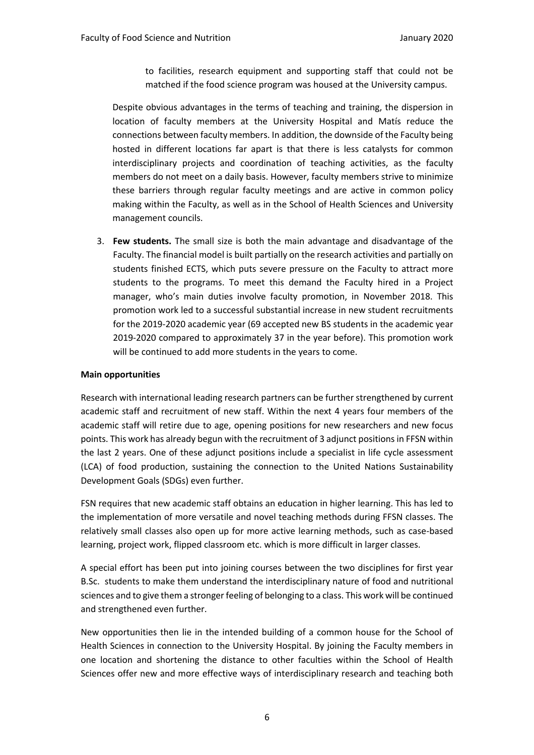to facilities, research equipment and supporting staff that could not be matched if the food science program was housed at the University campus.

Despite obvious advantages in the terms of teaching and training, the dispersion in location of faculty members at the University Hospital and Matís reduce the connections between faculty members. In addition, the downside of the Faculty being hosted in different locations far apart is that there is less catalysts for common interdisciplinary projects and coordination of teaching activities, as the faculty members do not meet on a daily basis. However, faculty members strive to minimize these barriers through regular faculty meetings and are active in common policy making within the Faculty, as well as in the School of Health Sciences and University management councils.

3. **Few students.** The small size is both the main advantage and disadvantage of the Faculty. The financial model is built partially on the research activities and partially on students finished ECTS, which puts severe pressure on the Faculty to attract more students to the programs. To meet this demand the Faculty hired in a Project manager, who's main duties involve faculty promotion, in November 2018. This promotion work led to a successful substantial increase in new student recruitments for the 2019-2020 academic year (69 accepted new BS students in the academic year 2019-2020 compared to approximately 37 in the year before). This promotion work will be continued to add more students in the years to come.

**Main opportunities**

Research with international leading research partners can be further strengthened by current academic staff and recruitment of new staff. Within the next 4 years four members of the academic staff will retire due to age, opening positions for new researchers and new focus points. This work has already begun with the recruitment of 3 adjunct positions in FFSN within the last 2 years. One of these adjunct positions include a specialist in life cycle assessment (LCA) of food production, sustaining the connection to the United Nations Sustainability Development Goals (SDGs) even further.

FSN requires that new academic staff obtains an education in higher learning. This has led to the implementation of more versatile and novel teaching methods during FFSN classes. The relatively small classes also open up for more active learning methods, such as case-based learning, project work, flipped classroom etc. which is more difficult in larger classes.

A special effort has been put into joining courses between the two disciplines for first year B.Sc. students to make them understand the interdisciplinary nature of food and nutritional sciences and to give them a stronger feeling of belonging to a class. This work will be continued and strengthened even further.

New opportunities then lie in the intended building of a common house for the School of Health Sciences in connection to the University Hospital. By joining the Faculty members in one location and shortening the distance to other faculties within the School of Health Sciences offer new and more effective ways of interdisciplinary research and teaching both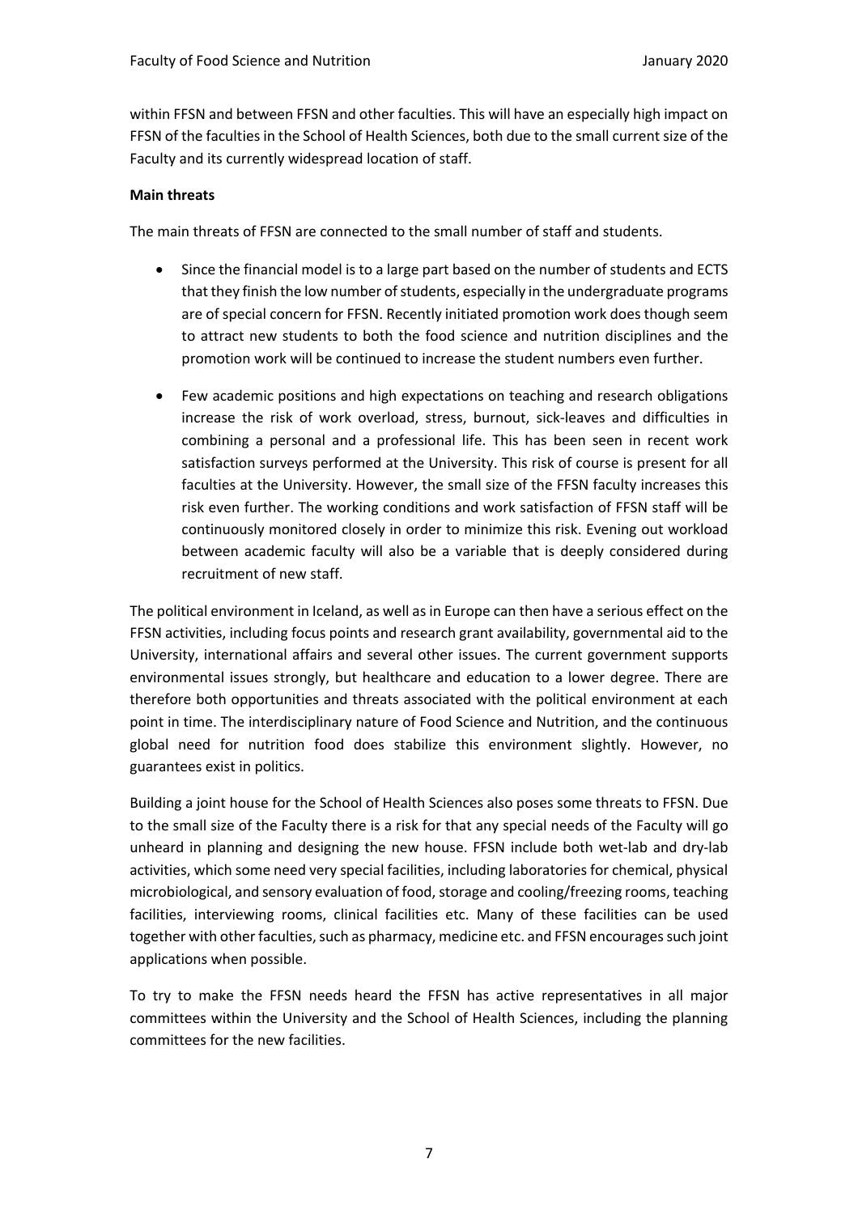within FFSN and between FFSN and other faculties. This will have an especially high impact on FFSN of the faculties in the School of Health Sciences, both due to the small current size of the Faculty and its currently widespread location of staff.

**Main threats**

The main threats of FFSN are connected to the small number of staff and students.

- Since the financial model is to a large part based on the number of students and ECTS that they finish the low number of students, especially in the undergraduate programs are of special concern for FFSN. Recently initiated promotion work does though seem to attract new students to both the food science and nutrition disciplines and the promotion work will be continued to increase the student numbers even further.
- Few academic positions and high expectations on teaching and research obligations increase the risk of work overload, stress, burnout, sick-leaves and difficulties in combining a personal and a professional life. This has been seen in recent work satisfaction surveys performed at the University. This risk of course is present for all faculties at the University. However, the small size of the FFSN faculty increases this risk even further. The working conditions and work satisfaction of FFSN staff will be continuously monitored closely in order to minimize this risk. Evening out workload between academic faculty will also be a variable that is deeply considered during recruitment of new staff.

The political environment in Iceland, as well as in Europe can then have a serious effect on the FFSN activities, including focus points and research grant availability, governmental aid to the University, international affairs and several other issues. The current government supports environmental issues strongly, but healthcare and education to a lower degree. There are therefore both opportunities and threats associated with the political environment at each point in time. The interdisciplinary nature of Food Science and Nutrition, and the continuous global need for nutrition food does stabilize this environment slightly. However, no guarantees exist in politics.

Building a joint house for the School of Health Sciences also poses some threats to FFSN. Due to the small size of the Faculty there is a risk for that any special needs of the Faculty will go unheard in planning and designing the new house. FFSN include both wet-lab and dry-lab activities, which some need very special facilities, including laboratories for chemical, physical microbiological, and sensory evaluation of food, storage and cooling/freezing rooms, teaching facilities, interviewing rooms, clinical facilities etc. Many of these facilities can be used together with other faculties, such as pharmacy, medicine etc. and FFSN encourages such joint applications when possible.

To try to make the FFSN needs heard the FFSN has active representatives in all major committees within the University and the School of Health Sciences, including the planning committees for the new facilities.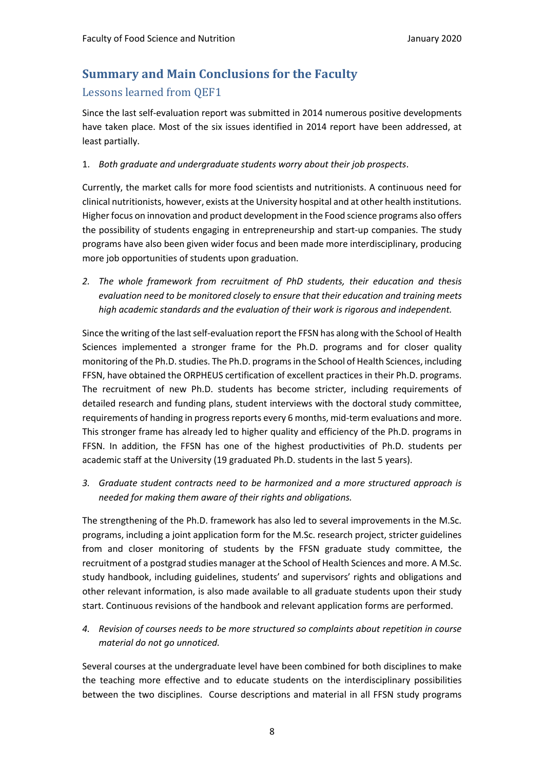## Summary and Main Conclusions for the Faculty

### Lessons learned from QEF1

Since the last self-evaluation report was submitted in 2014 numerous positive developments have taken place. Most of the six issues identified in 2014 report have been addressed, at least partially.

1. *Both graduate and undergraduate students worry about their job prospects*.

Currently, the market calls for more food scientists and nutritionists. A continuous need for clinical nutritionists, however, exists at the University hospital and at other health institutions. Higher focus on innovation and product development in the Food science programs also offers the possibility of students engaging in entrepreneurship and start-up companies. The study programs have also been given wider focus and been made more interdisciplinary, producing more job opportunities of students upon graduation.

2. *The whole framework from recruitment of PhD students, their education and thesis evaluation need to be monitored closely to ensure that their education and training meets high academic standards and the evaluation of their work is rigorous and independent.*

Since the writing of the last self-evaluation report the FFSN has along with the School of Health Sciences implemented a stronger frame for the Ph.D. programs and for closer quality monitoring of the Ph.D. studies. The Ph.D. programs in the School of Health Sciences, including FFSN, have obtained the ORPHEUS certification of excellent practices in their Ph.D. programs. The recruitment of new Ph.D. students has become stricter, including requirements of detailed research and funding plans, student interviews with the doctoral study committee, requirements of handing in progress reports every 6 months, mid-term evaluations and more. This stronger frame has already led to higher quality and efficiency of the Ph.D. programs in FFSN. In addition, the FFSN has one of the highest productivities of Ph.D. students per academic staff at the University (19 graduated Ph.D. students in the last 5 years).

3. *Graduate student contracts need to be harmonized and a more structured approach is needed for making them aware of their rights and obligations.*

The strengthening of the Ph.D. framework has also led to several improvements in the M.Sc. programs, including a joint application form for the M.Sc. research project, stricter guidelines from and closer monitoring of students by the FFSN graduate study committee, the recruitment of a postgrad studies manager at the School of Health Sciences and more. A M.Sc. study handbook, including guidelines, students' and supervisors' rights and obligations and other relevant information, is also made available to all graduate students upon their study start. Continuous revisions of the handbook and relevant application forms are performed.

4. *Revision of courses needs to be more structured so complaints about repetition in course material do not go unnoticed.*

Several courses at the undergraduate level have been combined for both disciplines to make the teaching more effective and to educate students on the interdisciplinary possibilities between the two disciplines. Course descriptions and material in all FFSN study programs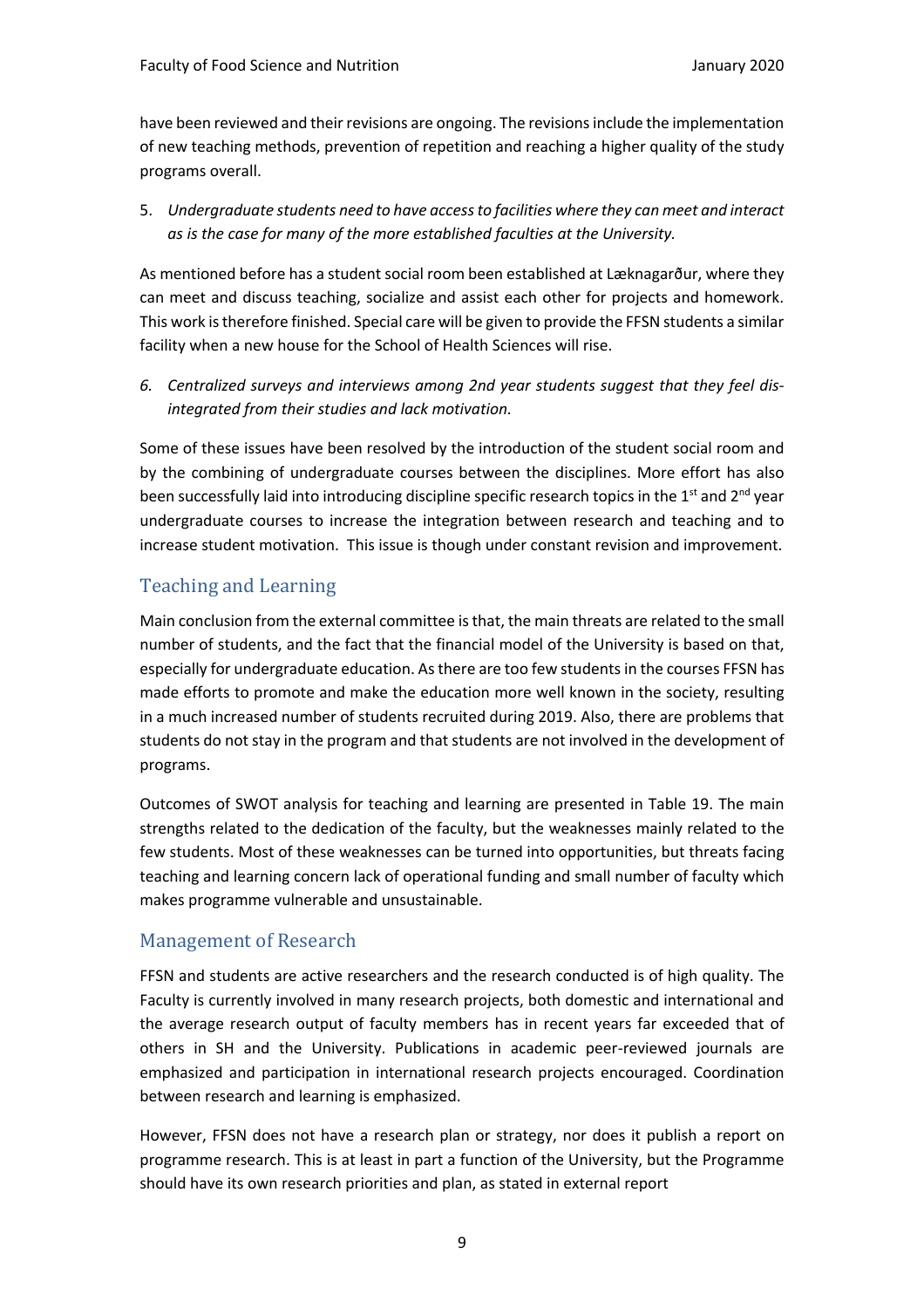have been reviewed and their revisions are ongoing. The revisions include the implementation of new teaching methods, prevention of repetition and reaching a higher quality of the study programs overall.

5. *Undergraduate students need to have access to facilities where they can meet and interact as is the case for many of the more established faculties at the University.*

As mentioned before has a student social room been established at Læknagarður, where they can meet and discuss teaching, socialize and assist each other for projects and homework. This work is therefore finished. Special care will be given to provide the FFSN students a similar facility when a new house for the School of Health Sciences will rise.

6. *Centralized surveys and interviews among 2nd year students suggest that they feel dis-integrated from their studies and lack motivation.*

Some of these issues have been resolved by the introduction of the student social room and by the combining of undergraduate courses between the disciplines. More effort has also been successfully laid into introducing discipline specific research topics in the 1st and 2nd year undergraduate courses to increase the integration between research and teaching and to increase student motivation. This issue is though under constant revision and improvement.

## Teaching and Learning

Main conclusion from the external committee is that, the main threats are related to the small number of students, and the fact that the financial model of the University is based on that, especially for undergraduate education. As there are too few students in the courses FFSN has made efforts to promote and make the education more well known in the society, resulting in a much increased number of students recruited during 2019. Also, there are problems that students do not stay in the program and that students are not involved in the development of programs.

Outcomes of SWOT analysis for teaching and learning are presented in Table 19. The main strengths related to the dedication of the faculty, but the weaknesses mainly related to the few students. Most of these weaknesses can be turned into opportunities, but threats facing teaching and learning concern lack of operational funding and small number of faculty which makes programme vulnerable and unsustainable.

## Management of Research

FFSN and students are active researchers and the research conducted is of high quality. The Faculty is currently involved in many research projects, both domestic and international and the average research output of faculty members has in recent years far exceeded that of others in SH and the University. Publications in academic peer-reviewed journals are emphasized and participation in international research projects encouraged. Coordination between research and learning is emphasized.

However, FFSN does not have a research plan or strategy, nor does it publish a report on programme research. This is at least in part a function of the University, but the Programme should have its own research priorities and plan, as stated in external report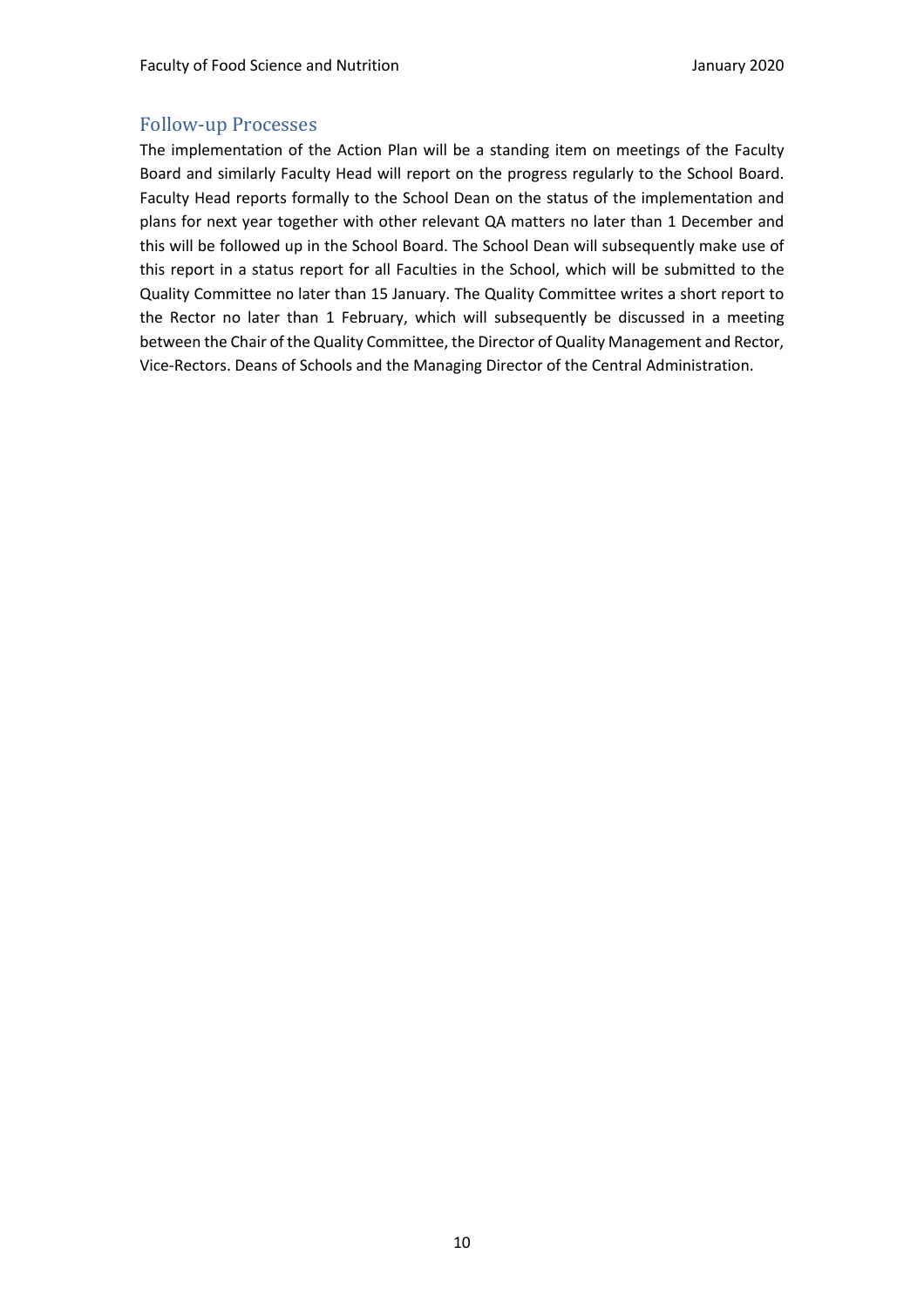## Follow-up Processes

The implementation of the Action Plan will be a standing item on meetings of the Faculty Board and similarly Faculty Head will report on the progress regularly to the School Board. Faculty Head reports formally to the School Dean on the status of the implementation and plans for next year together with other relevant QA matters no later than 1 December and this will be followed up in the School Board. The School Dean will subsequently make use of this report in a status report for all Faculties in the School, which will be submitted to the Quality Committee no later than 15 January. The Quality Committee writes a short report to the Rector no later than 1 February, which will subsequently be discussed in a meeting between the Chair of the Quality Committee, the Director of Quality Management and Rector, Vice-Rectors. Deans of Schools and the Managing Director of the Central Administration.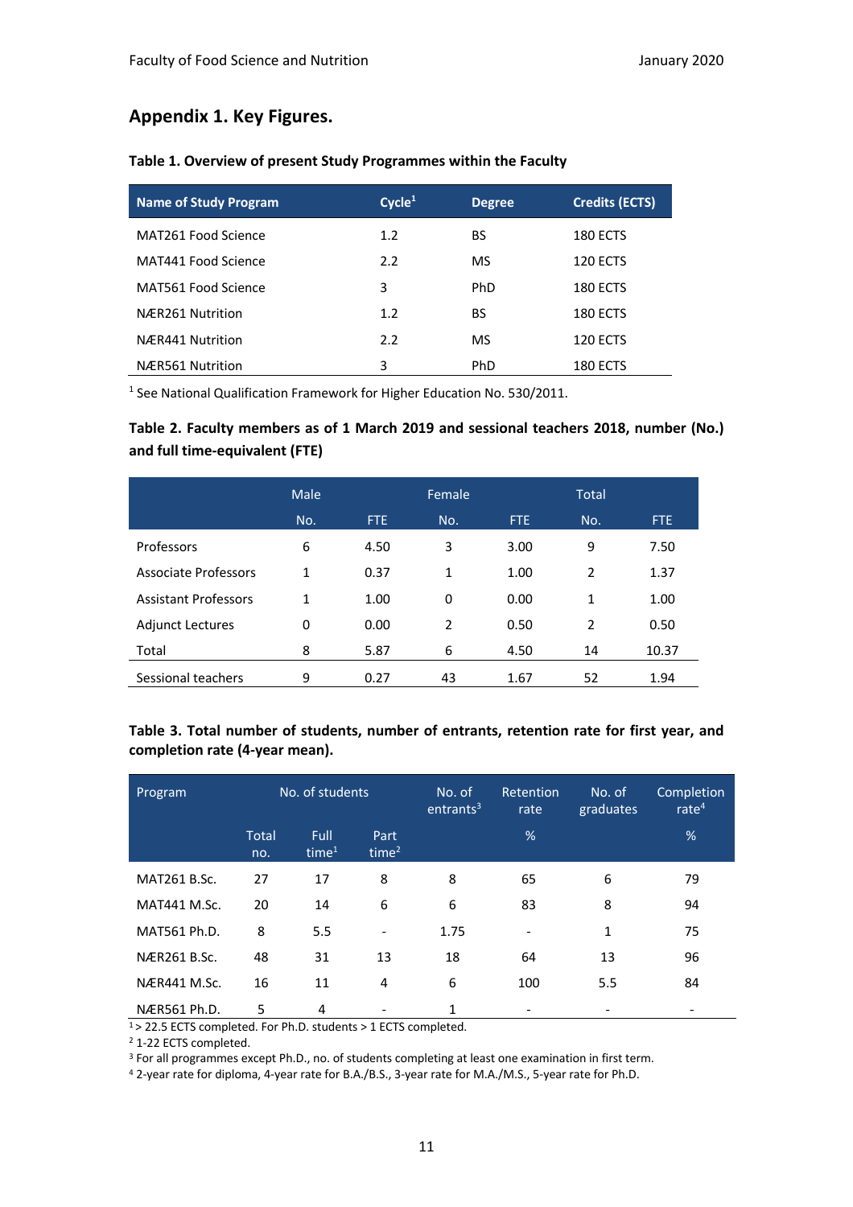## Appendix 1. Key Figures.

**Table 1. Overview of present Study Programmes within the Faculty**

| Name of Study Program | Cycle[1] | Degree | Credits (ECTS) |
|---|---|---|---|
| MAT261 Food Science | 1.2 | BS | 180 ECTS |
| MAT441 Food Science | 2.2 | MS | 120 ECTS |
| MAT561 Food Science | 3 | PhD | 180 ECTS |
| NÆR261 Nutrition | 1.2 | BS | 180 ECTS |
| NÆR441 Nutrition | 2.2 | MS | 120 ECTS |
| NÆR561 Nutrition | 3 | PhD | 180 ECTS |

[1] See National Qualification Framework for Higher Education No. 530/2011.

**Table 2. Faculty members as of 1 March 2019 and sessional teachers 2018, number (No.) and full time-equivalent (FTE)**

| | Male | | Female | | Total | |
|---|---|---|---|---|---|---|
| | No. | FTE | No. | FTE | No. | FTE |
| Professors | 6 | 4.50 | 3 | 3.00 | 9 | 7.50 |
| Associate Professors | 1 | 0.37 | 1 | 1.00 | 2 | 1.37 |
| Assistant Professors | 1 | 1.00 | 0 | 0.00 | 1 | 1.00 |
| Adjunct Lectures | 0 | 0.00 | 2 | 0.50 | 2 | 0.50 |
| Total | 8 | 5.87 | 6 | 4.50 | 14 | 10.37 |
| Sessional teachers | 9 | 0.27 | 43 | 1.67 | 52 | 1.94 |

**Table 3. Total number of students, number of entrants, retention rate for first year, and completion rate (4-year mean).**

| Program | No. of students | | | No. of entrants[3] | Retention rate | No. of graduates | Completion rate[4] |
|---|---|---|---|---|---|---|---|
| | Total no. | Full time[1] | Part time[2] | | % | | % |
| MAT261 B.Sc. | 27 | 17 | 8 | 8 | 65 | 6 | 79 |
| MAT441 M.Sc. | 20 | 14 | 6 | 6 | 83 | 8 | 94 |
| MAT561 Ph.D. | 8 | 5.5 | - | 1.75 | - | 1 | 75 |
| NÆR261 B.Sc. | 48 | 31 | 13 | 18 | 64 | 13 | 96 |
| NÆR441 M.Sc. | 16 | 11 | 4 | 6 | 100 | 5.5 | 84 |
| NÆR561 Ph.D. | 5 | 4 | - | 1 | - | - | - |

[1] > 22.5 ECTS completed. For Ph.D. students > 1 ECTS completed.

[2] 1-22 ECTS completed.

[3] For all programmes except Ph.D., no. of students completing at least one examination in first term.

[4] 2-year rate for diploma, 4-year rate for B.A./B.S., 3-year rate for M.A./M.S., 5-year rate for Ph.D.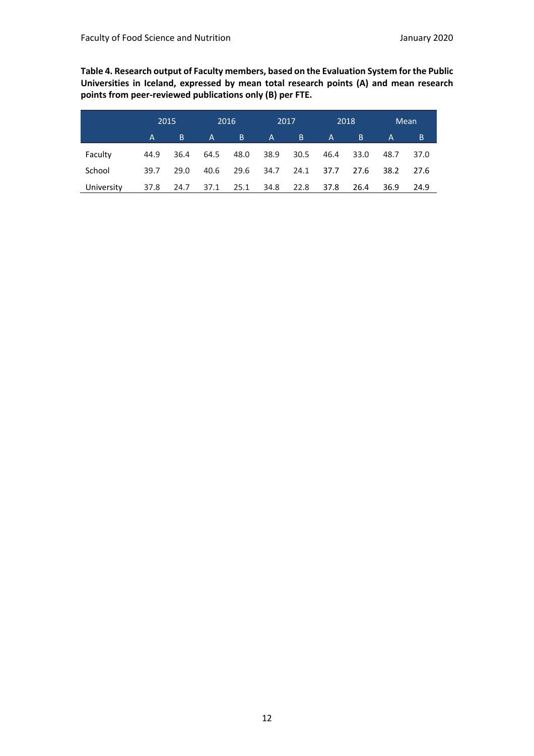**Table 4. Research output of Faculty members, based on the Evaluation System for the Public Universities in Iceland, expressed by mean total research points (A) and mean research points from peer-reviewed publications only (B) per FTE.**

| | 2015 | | 2016 | | 2017 | | 2018 | | Mean | |
|---|---|---|---|---|---|---|---|---|---|---|
| | A | B | A | B | A | B | A | B | A | B |
| Faculty | 44.9 | 36.4 | 64.5 | 48.0 | 38.9 | 30.5 | 46.4 | 33.0 | 48.7 | 37.0 |
| School | 39.7 | 29.0 | 40.6 | 29.6 | 34.7 | 24.1 | 37.7 | 27.6 | 38.2 | 27.6 |
| University | 37.8 | 24.7 | 37.1 | 25.1 | 34.8 | 22.8 | 37.8 | 26.4 | 36.9 | 24.9 |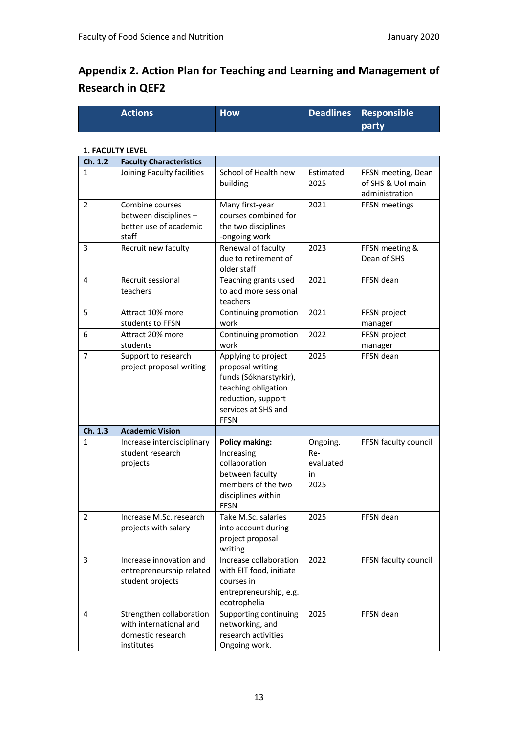## Appendix 2. Action Plan for Teaching and Learning and Management of Research in QEF2

| | Actions | How | Deadlines | Responsible party |
|---|---|---|---|---|
| **1. FACULTY LEVEL** | | | | |
| **Ch. 1.2** | **Faculty Characteristics** | | | |
| 1 | Joining Faculty facilities | School of Health new building | Estimated 2025 | FFSN meeting, Dean of SHS & UoI main administration |
| 2 | Combine courses between disciplines – better use of academic staff | Many first-year courses combined for the two disciplines -ongoing work | 2021 | FFSN meetings |
| 3 | Recruit new faculty | Renewal of faculty due to retirement of older staff | 2023 | FFSN meeting & Dean of SHS |
| 4 | Recruit sessional teachers | Teaching grants used to add more sessional teachers | 2021 | FFSN dean |
| 5 | Attract 10% more students to FFSN | Continuing promotion work | 2021 | FFSN project manager |
| 6 | Attract 20% more students | Continuing promotion work | 2022 | FFSN project manager |
| 7 | Support to research project proposal writing | Applying to project proposal writing funds (Sóknarstyrkir), teaching obligation reduction, support services at SHS and FFSN | 2025 | FFSN dean |
| **Ch. 1.3** | **Academic Vision** | | | |
| 1 | Increase interdisciplinary student research projects | **Policy making:** Increasing collaboration between faculty members of the two disciplines within FFSN | Ongoing. Re-evaluated in 2025 | FFSN faculty council |
| 2 | Increase M.Sc. research projects with salary | Take M.Sc. salaries into account during project proposal writing | 2025 | FFSN dean |
| 3 | Increase innovation and entrepreneurship related student projects | Increase collaboration with EIT food, initiate courses in entrepreneurship, e.g. ecotrophelia | 2022 | FFSN faculty council |
| 4 | Strengthen collaboration with international and domestic research institutes | Supporting continuing networking, and research activities Ongoing work. | 2025 | FFSN dean |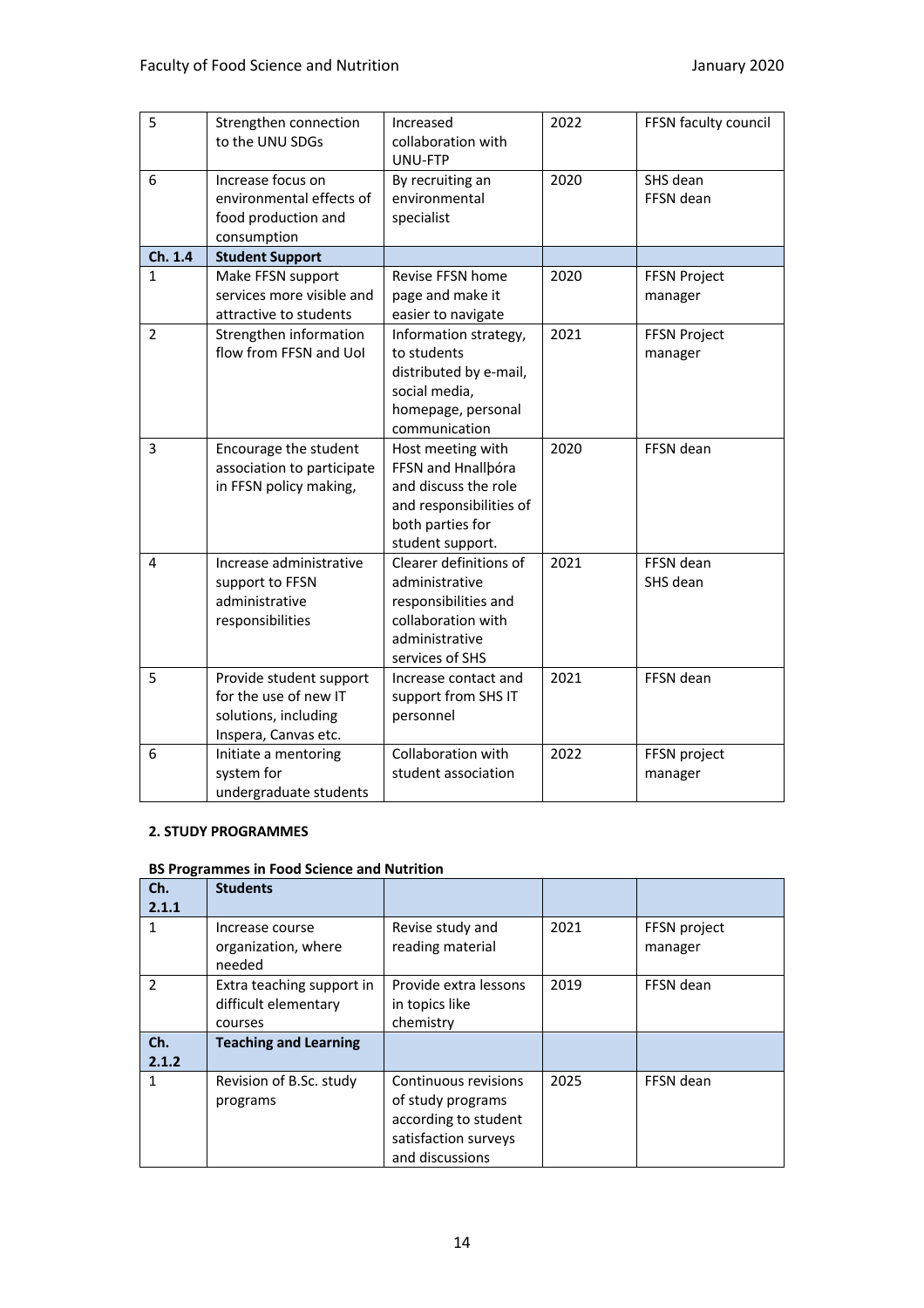| 5 | Strengthen connection to the UNU SDGs | Increased collaboration with UNU-FTP | 2022 | FFSN faculty council |
|---|---|---|---|---|
| 6 | Increase focus on environmental effects of food production and consumption | By recruiting an environmental specialist | 2020 | SHS dean<br>FFSN dean |
| **Ch. 1.4** | **Student Support** | | | |
| 1 | Make FFSN support services more visible and attractive to students | Revise FFSN home page and make it easier to navigate | 2020 | FFSN Project manager |
| 2 | Strengthen information flow from FFSN and UoI | Information strategy, to students distributed by e-mail, social media, homepage, personal communication | 2021 | FFSN Project manager |
| 3 | Encourage the student association to participate in FFSN policy making, | Host meeting with FFSN and Hnallþóra and discuss the role and responsibilities of both parties for student support. | 2020 | FFSN dean |
| 4 | Increase administrative support to FFSN administrative responsibilities | Clearer definitions of administrative responsibilities and collaboration with administrative services of SHS | 2021 | FFSN dean<br>SHS dean |
| 5 | Provide student support for the use of new IT solutions, including Inspera, Canvas etc. | Increase contact and support from SHS IT personnel | 2021 | FFSN dean |
| 6 | Initiate a mentoring system for undergraduate students | Collaboration with student association | 2022 | FFSN project manager |

**2. STUDY PROGRAMMES**

**BS Programmes in Food Science and Nutrition**

| **Ch. 2.1.1** | **Students** | | | |
|---|---|---|---|---|
| 1 | Increase course organization, where needed | Revise study and reading material | 2021 | FFSN project manager |
| 2 | Extra teaching support in difficult elementary courses | Provide extra lessons in topics like chemistry | 2019 | FFSN dean |
| **Ch. 2.1.2** | **Teaching and Learning** | | | |
| 1 | Revision of B.Sc. study programs | Continuous revisions of study programs according to student satisfaction surveys and discussions | 2025 | FFSN dean |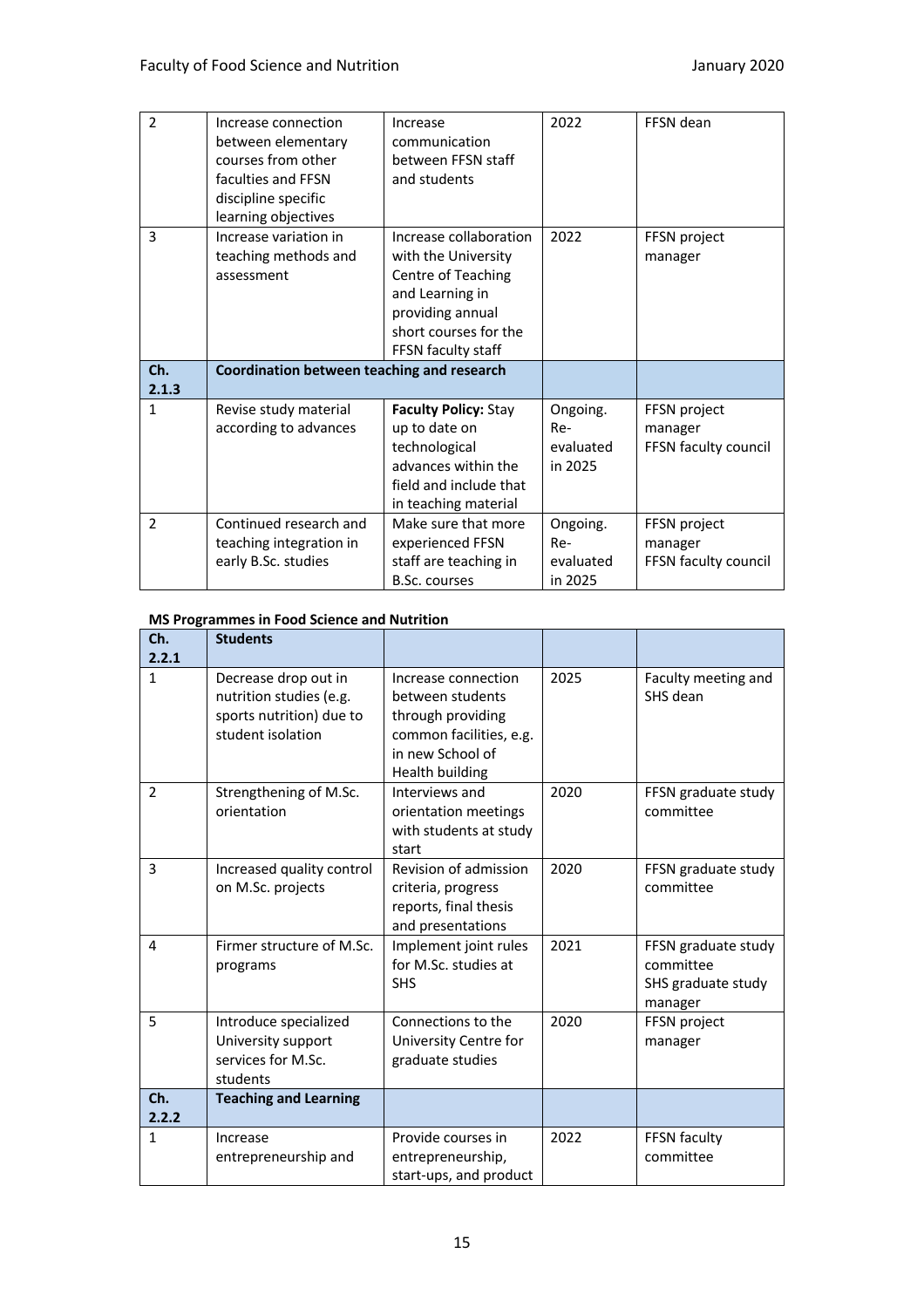| | | | | |
|---|---|---|---|---|
| 2 | Increase connection between elementary courses from other faculties and FFSN discipline specific learning objectives | Increase communication between FFSN staff and students | 2022 | FFSN dean |
| 3 | Increase variation in teaching methods and assessment | Increase collaboration with the University Centre of Teaching and Learning in providing annual short courses for the FFSN faculty staff | 2022 | FFSN project manager |
| **Ch. 2.1.3** | **Coordination between teaching and research** | | | |
| 1 | Revise study material according to advances | **Faculty Policy:** Stay up to date on technological advances within the field and include that in teaching material | Ongoing. Re-evaluated in 2025 | FFSN project manager FFSN faculty council |
| 2 | Continued research and teaching integration in early B.Sc. studies | Make sure that more experienced FFSN staff are teaching in B.Sc. courses | Ongoing. Re-evaluated in 2025 | FFSN project manager FFSN faculty council |

**MS Programmes in Food Science and Nutrition**

| **Ch. 2.2.1** | **Students** | | | |
|---|---|---|---|---|
| 1 | Decrease drop out in nutrition studies (e.g. sports nutrition) due to student isolation | Increase connection between students through providing common facilities, e.g. in new School of Health building | 2025 | Faculty meeting and SHS dean |
| 2 | Strengthening of M.Sc. orientation | Interviews and orientation meetings with students at study start | 2020 | FFSN graduate study committee |
| 3 | Increased quality control on M.Sc. projects | Revision of admission criteria, progress reports, final thesis and presentations | 2020 | FFSN graduate study committee |
| 4 | Firmer structure of M.Sc. programs | Implement joint rules for M.Sc. studies at SHS | 2021 | FFSN graduate study committee SHS graduate study manager |
| 5 | Introduce specialized University support services for M.Sc. students | Connections to the University Centre for graduate studies | 2020 | FFSN project manager |
| **Ch. 2.2.2** | **Teaching and Learning** | | | |
| 1 | Increase entrepreneurship and | Provide courses in entrepreneurship, start-ups, and product | 2022 | FFSN faculty committee |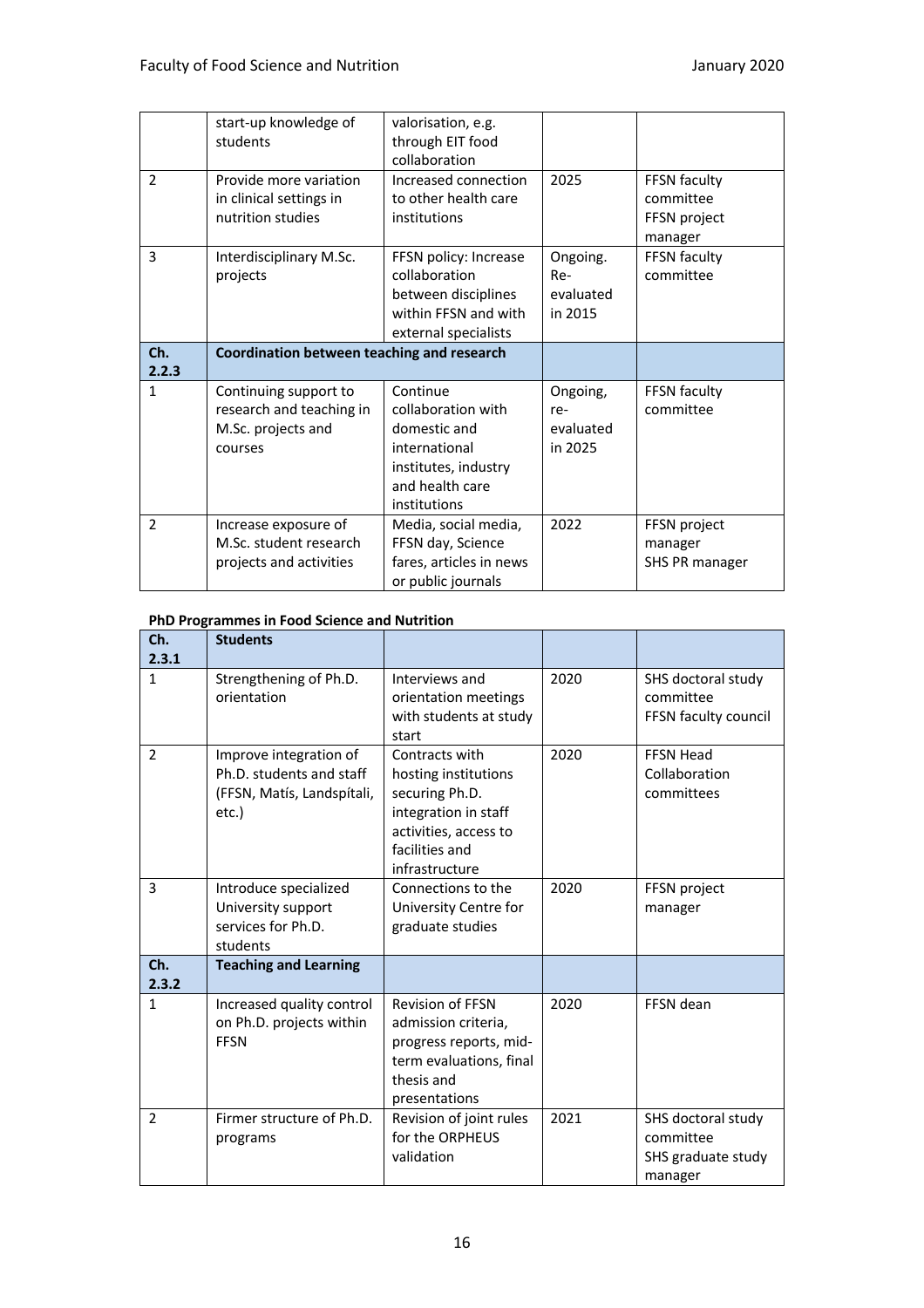| | | | | |
|---|---|---|---|---|
| | start-up knowledge of students | valorisation, e.g. through EIT food collaboration | | |
| 2 | Provide more variation in clinical settings in nutrition studies | Increased connection to other health care institutions | 2025 | FFSN faculty committee FFSN project manager |
| 3 | Interdisciplinary M.Sc. projects | FFSN policy: Increase collaboration between disciplines within FFSN and with external specialists | Ongoing. Re-evaluated in 2015 | FFSN faculty committee |
| **Ch. 2.2.3** | **Coordination between teaching and research** | | | |
| 1 | Continuing support to research and teaching in M.Sc. projects and courses | Continue collaboration with domestic and international institutes, industry and health care institutions | Ongoing, re-evaluated in 2025 | FFSN faculty committee |
| 2 | Increase exposure of M.Sc. student research projects and activities | Media, social media, FFSN day, Science fares, articles in news or public journals | 2022 | FFSN project manager SHS PR manager |

**PhD Programmes in Food Science and Nutrition**

| | | | | |
|---|---|---|---|---|
| **Ch. 2.3.1** | **Students** | | | |
| 1 | Strengthening of Ph.D. orientation | Interviews and orientation meetings with students at study start | 2020 | SHS doctoral study committee FFSN faculty council |
| 2 | Improve integration of Ph.D. students and staff (FFSN, Matís, Landspítali, etc.) | Contracts with hosting institutions securing Ph.D. integration in staff activities, access to facilities and infrastructure | 2020 | FFSN Head Collaboration committees |
| 3 | Introduce specialized University support services for Ph.D. students | Connections to the University Centre for graduate studies | 2020 | FFSN project manager |
| **Ch. 2.3.2** | **Teaching and Learning** | | | |
| 1 | Increased quality control on Ph.D. projects within FFSN | Revision of FFSN admission criteria, progress reports, mid-term evaluations, final thesis and presentations | 2020 | FFSN dean |
| 2 | Firmer structure of Ph.D. programs | Revision of joint rules for the ORPHEUS validation | 2021 | SHS doctoral study committee SHS graduate study manager |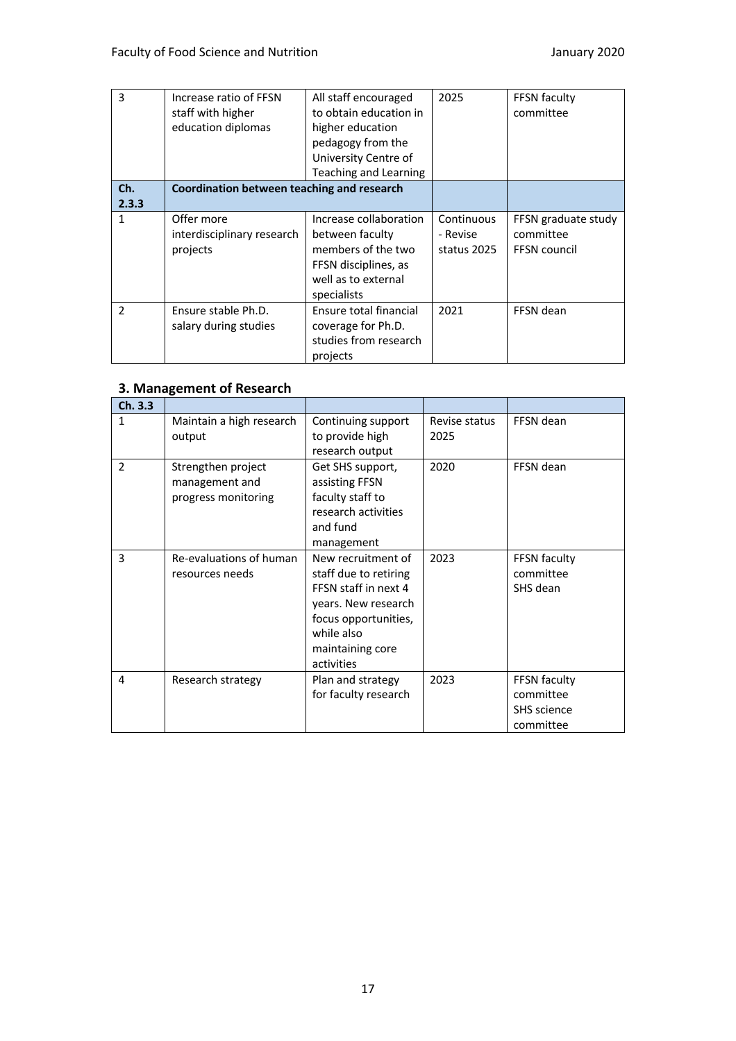| | | | | |
|---|---|---|---|---|
| 3 | Increase ratio of FFSN staff with higher education diplomas | All staff encouraged to obtain education in higher education pedagogy from the University Centre of Teaching and Learning | 2025 | FFSN faculty committee |
| **Ch. 2.3.3** | **Coordination between teaching and research** | | | |
| 1 | Offer more interdisciplinary research projects | Increase collaboration between faculty members of the two FFSN disciplines, as well as to external specialists | Continuous - Revise status 2025 | FFSN graduate study committee<br>FFSN council |
| 2 | Ensure stable Ph.D. salary during studies | Ensure total financial coverage for Ph.D. studies from research projects | 2021 | FFSN dean |

## 3. Management of Research

| Ch. 3.3 | | | | |
|---|---|---|---|---|
| 1 | Maintain a high research output | Continuing support to provide high research output | Revise status 2025 | FFSN dean |
| 2 | Strengthen project management and progress monitoring | Get SHS support, assisting FFSN faculty staff to research activities and fund management | 2020 | FFSN dean |
| 3 | Re-evaluations of human resources needs | New recruitment of staff due to retiring FFSN staff in next 4 years. New research focus opportunities, while also maintaining core activities | 2023 | FFSN faculty committee<br>SHS dean |
| 4 | Research strategy | Plan and strategy for faculty research | 2023 | FFSN faculty committee<br>SHS science committee |